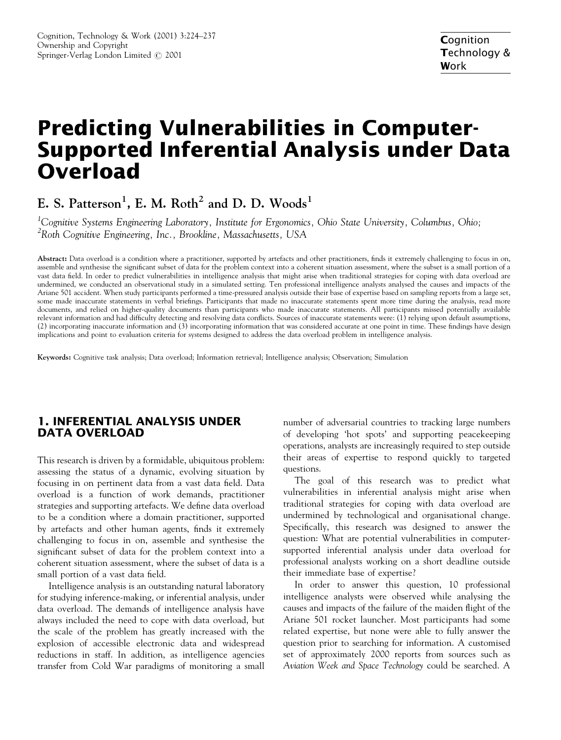# Predicting Vulnerabilities in Computer-Supported Inferential Analysis under Data Overload

**E. S. Patterson[1], E. M. Roth[2] and D. D. Woods[1]**

[1]*Cognitive Systems Engineering Laboratory, Institute for Ergonomics, Ohio State University, Columbus, Ohio;*
[2]*Roth Cognitive Engineering, Inc., Brookline, Massachusetts, USA*

**Abstract:** Data overload is a condition where a practitioner, supported by artefacts and other practitioners, finds it extremely challenging to focus in on, assemble and synthesise the significant subset of data for the problem context into a coherent situation assessment, where the subset is a small portion of a vast data field. In order to predict vulnerabilities in intelligence analysis that might arise when traditional strategies for coping with data overload are undermined, we conducted an observational study in a simulated setting. Ten professional intelligence analysts analysed the causes and impacts of the Ariane 501 accident. When study participants performed a time-pressured analysis outside their base of expertise based on sampling reports from a large set, some made inaccurate statements in verbal briefings. Participants that made no inaccurate statements spent more time during the analysis, read more documents, and relied on higher-quality documents than participants who made inaccurate statements. All participants missed potentially available relevant information and had difficulty detecting and resolving data conflicts. Sources of inaccurate statements were: (1) relying upon default assumptions, (2) incorporating inaccurate information and (3) incorporating information that was considered accurate at one point in time. These findings have design implications and point to evaluation criteria for systems designed to address the data overload problem in intelligence analysis.

**Keywords:** Cognitive task analysis; Data overload; Information retrieval; Intelligence analysis; Observation; Simulation

## 1. INFERENTIAL ANALYSIS UNDER DATA OVERLOAD

This research is driven by a formidable, ubiquitous problem: assessing the status of a dynamic, evolving situation by focusing in on pertinent data from a vast data field. Data overload is a function of work demands, practitioner strategies and supporting artefacts. We define data overload to be a condition where a domain practitioner, supported by artefacts and other human agents, finds it extremely challenging to focus in on, assemble and synthesise the significant subset of data for the problem context into a coherent situation assessment, where the subset of data is a small portion of a vast data field.

Intelligence analysis is an outstanding natural laboratory for studying inference-making, or inferential analysis, under data overload. The demands of intelligence analysis have always included the need to cope with data overload, but the scale of the problem has greatly increased with the explosion of accessible electronic data and widespread reductions in staff. In addition, as intelligence agencies transfer from Cold War paradigms of monitoring a small number of adversarial countries to tracking large numbers of developing 'hot spots' and supporting peacekeeping operations, analysts are increasingly required to step outside their areas of expertise to respond quickly to targeted questions.

The goal of this research was to predict what vulnerabilities in inferential analysis might arise when traditional strategies for coping with data overload are undermined by technological and organisational change. Specifically, this research was designed to answer the question: What are potential vulnerabilities in computer-supported inferential analysis under data overload for professional analysts working on a short deadline outside their immediate base of expertise?

In order to answer this question, 10 professional intelligence analysts were observed while analysing the causes and impacts of the failure of the maiden flight of the Ariane 501 rocket launcher. Most participants had some related expertise, but none were able to fully answer the question prior to searching for information. A customised set of approximately 2000 reports from sources such as *Aviation Week and Space Technology* could be searched. A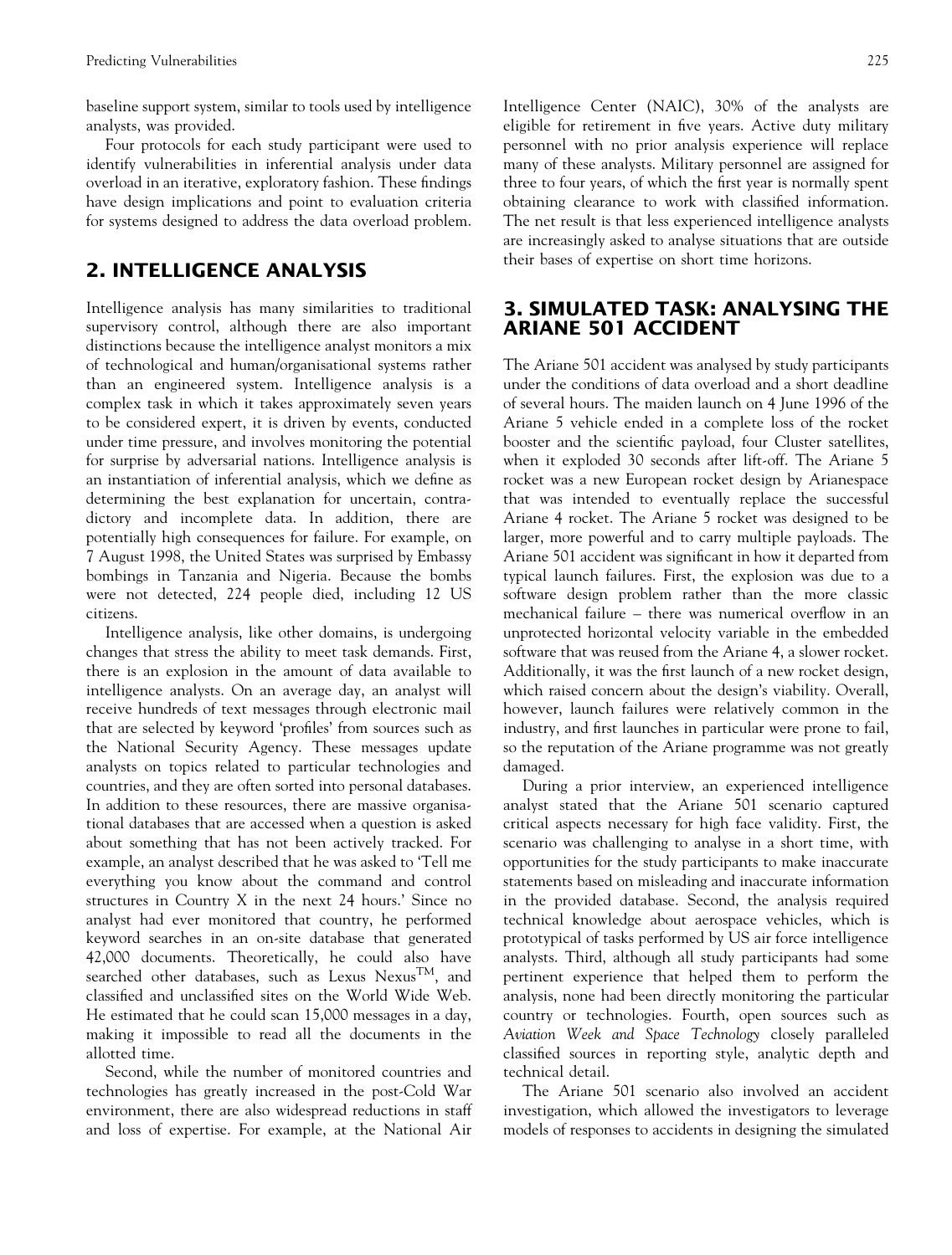baseline support system, similar to tools used by intelligence analysts, was provided.

Four protocols for each study participant were used to identify vulnerabilities in inferential analysis under data overload in an iterative, exploratory fashion. These findings have design implications and point to evaluation criteria for systems designed to address the data overload problem.

## 2. INTELLIGENCE ANALYSIS

Intelligence analysis has many similarities to traditional supervisory control, although there are also important distinctions because the intelligence analyst monitors a mix of technological and human/organisational systems rather than an engineered system. Intelligence analysis is a complex task in which it takes approximately seven years to be considered expert, it is driven by events, conducted under time pressure, and involves monitoring the potential for surprise by adversarial nations. Intelligence analysis is an instantiation of inferential analysis, which we define as determining the best explanation for uncertain, contradictory and incomplete data. In addition, there are potentially high consequences for failure. For example, on 7 August 1998, the United States was surprised by Embassy bombings in Tanzania and Nigeria. Because the bombs were not detected, 224 people died, including 12 US citizens.

Intelligence analysis, like other domains, is undergoing changes that stress the ability to meet task demands. First, there is an explosion in the amount of data available to intelligence analysts. On an average day, an analyst will receive hundreds of text messages through electronic mail that are selected by keyword 'profiles' from sources such as the National Security Agency. These messages update analysts on topics related to particular technologies and countries, and they are often sorted into personal databases. In addition to these resources, there are massive organisational databases that are accessed when a question is asked about something that has not been actively tracked. For example, an analyst described that he was asked to 'Tell me everything you know about the command and control structures in Country X in the next 24 hours.' Since no analyst had ever monitored that country, he performed keyword searches in an on-site database that generated 42,000 documents. Theoretically, he could also have searched other databases, such as Lexus Nexus™, and classified and unclassified sites on the World Wide Web. He estimated that he could scan 15,000 messages in a day, making it impossible to read all the documents in the allotted time.

Second, while the number of monitored countries and technologies has greatly increased in the post-Cold War environment, there are also widespread reductions in staff and loss of expertise. For example, at the National Air Intelligence Center (NAIC), 30% of the analysts are eligible for retirement in five years. Active duty military personnel with no prior analysis experience will replace many of these analysts. Military personnel are assigned for three to four years, of which the first year is normally spent obtaining clearance to work with classified information. The net result is that less experienced intelligence analysts are increasingly asked to analyse situations that are outside their bases of expertise on short time horizons.

## 3. SIMULATED TASK: ANALYSING THE ARIANE 501 ACCIDENT

The Ariane 501 accident was analysed by study participants under the conditions of data overload and a short deadline of several hours. The maiden launch on 4 June 1996 of the Ariane 5 vehicle ended in a complete loss of the rocket booster and the scientific payload, four Cluster satellites, when it exploded 30 seconds after lift-off. The Ariane 5 rocket was a new European rocket design by Arianespace that was intended to eventually replace the successful Ariane 4 rocket. The Ariane 5 rocket was designed to be larger, more powerful and to carry multiple payloads. The Ariane 501 accident was significant in how it departed from typical launch failures. First, the explosion was due to a software design problem rather than the more classic mechanical failure – there was numerical overflow in an unprotected horizontal velocity variable in the embedded software that was reused from the Ariane 4, a slower rocket. Additionally, it was the first launch of a new rocket design, which raised concern about the design's viability. Overall, however, launch failures were relatively common in the industry, and first launches in particular were prone to fail, so the reputation of the Ariane programme was not greatly damaged.

During a prior interview, an experienced intelligence analyst stated that the Ariane 501 scenario captured critical aspects necessary for high face validity. First, the scenario was challenging to analyse in a short time, with opportunities for the study participants to make inaccurate statements based on misleading and inaccurate information in the provided database. Second, the analysis required technical knowledge about aerospace vehicles, which is prototypical of tasks performed by US air force intelligence analysts. Third, although all study participants had some pertinent experience that helped them to perform the analysis, none had been directly monitoring the particular country or technologies. Fourth, open sources such as *Aviation Week and Space Technology* closely paralleled classified sources in reporting style, analytic depth and technical detail.

The Ariane 501 scenario also involved an accident investigation, which allowed the investigators to leverage models of responses to accidents in designing the simulated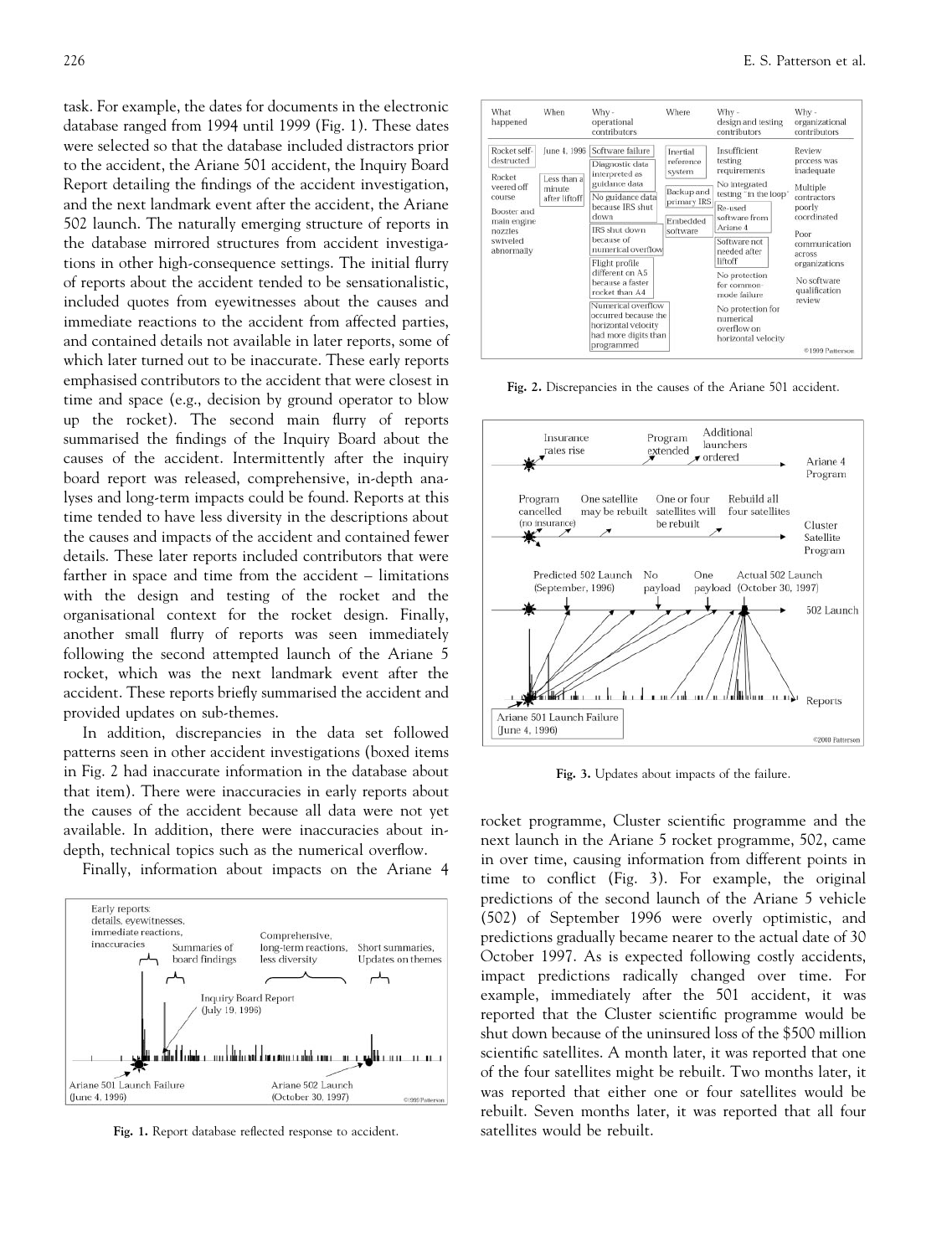task. For example, the dates for documents in the electronic database ranged from 1994 until 1999 (Fig. 1). These dates were selected so that the database included distractors prior to the accident, the Ariane 501 accident, the Inquiry Board Report detailing the findings of the accident investigation, and the next landmark event after the accident, the Ariane 502 launch. The naturally emerging structure of reports in the database mirrored structures from accident investigations in other high-consequence settings. The initial flurry of reports about the accident tended to be sensationalistic, included quotes from eyewitnesses about the causes and immediate reactions to the accident from affected parties, and contained details not available in later reports, some of which later turned out to be inaccurate. These early reports emphasised contributors to the accident that were closest in time and space (e.g., decision by ground operator to blow up the rocket). The second main flurry of reports summarised the findings of the Inquiry Board about the causes of the accident. Intermittently after the inquiry board report was released, comprehensive, in-depth analyses and long-term impacts could be found. Reports at this time tended to have less diversity in the descriptions about the causes and impacts of the accident and contained fewer details. These later reports included contributors that were farther in space and time from the accident – limitations with the design and testing of the rocket and the organisational context for the rocket design. Finally, another small flurry of reports was seen immediately following the second attempted launch of the Ariane 5 rocket, which was the next landmark event after the accident. These reports briefly summarised the accident and provided updates on sub-themes.

In addition, discrepancies in the data set followed patterns seen in other accident investigations (boxed items in Fig. 2 had inaccurate information in the database about that item). There were inaccuracies in early reports about the causes of the accident because all data were not yet available. In addition, there were inaccuracies about in-depth, technical topics such as the numerical overflow.

Finally, information about impacts on the Ariane 4 rocket programme, Cluster scientific programme and the next launch in the Ariane 5 rocket programme, 502, came in over time, causing information from different points in time to conflict (Fig. 3). For example, the original predictions of the second launch of the Ariane 5 vehicle (502) of September 1996 were overly optimistic, and predictions gradually became nearer to the actual date of 30 October 1997. As is expected following costly accidents, impact predictions radically changed over time. For example, immediately after the 501 accident, it was reported that the Cluster scientific programme would be shut down because of the uninsured loss of the $500 million scientific satellites. A month later, it was reported that one of the four satellites might be rebuilt. Two months later, it was reported that either one or four satellites would be rebuilt. Seven months later, it was reported that all four satellites would be rebuilt.

**Fig. 1.** Report database reflected response to accident.

**Fig. 2.** Discrepancies in the causes of the Ariane 501 accident.

**Fig. 3.** Updates about impacts of the failure.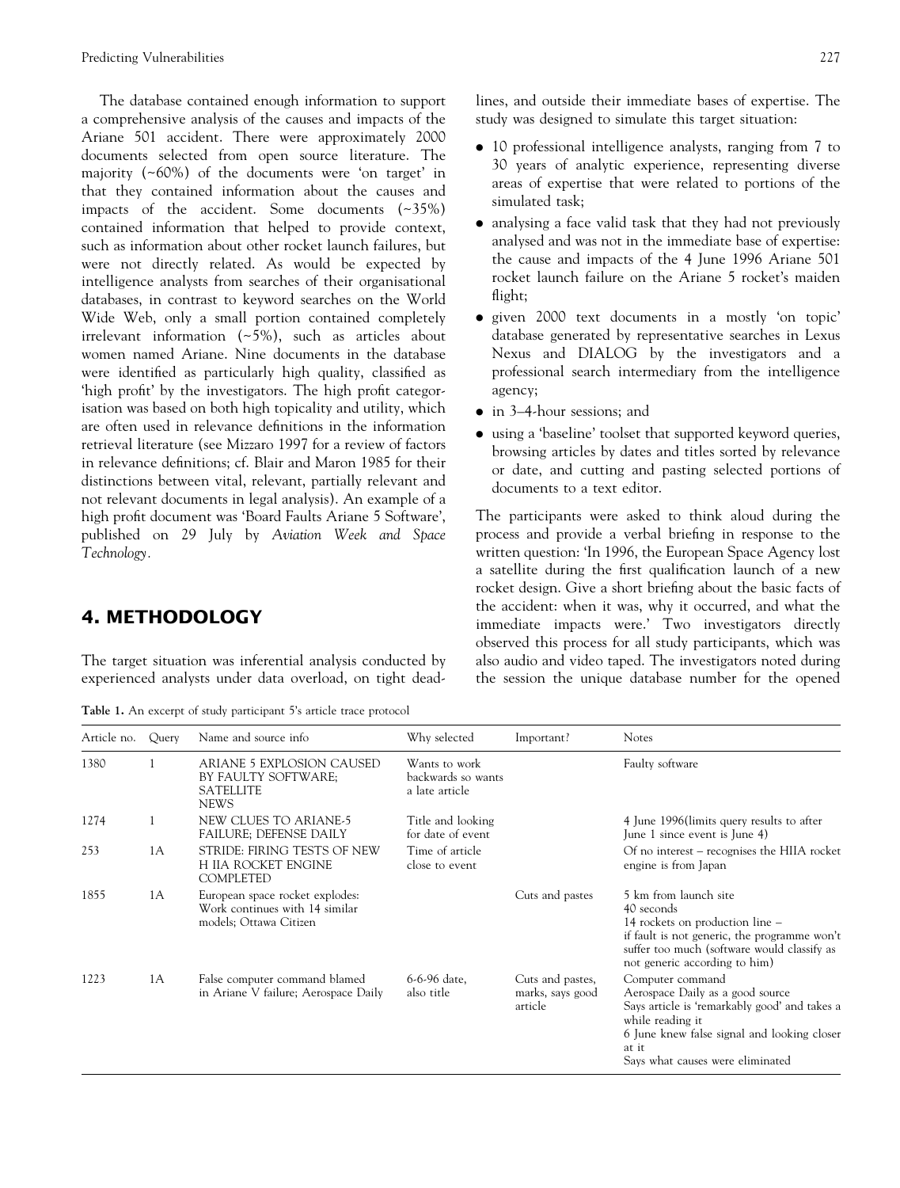The database contained enough information to support a comprehensive analysis of the causes and impacts of the Ariane 501 accident. There were approximately 2000 documents selected from open source literature. The majority (~60%) of the documents were 'on target' in that they contained information about the causes and impacts of the accident. Some documents (~35%) contained information that helped to provide context, such as information about other rocket launch failures, but were not directly related. As would be expected by intelligence analysts from searches of their organisational databases, in contrast to keyword searches on the World Wide Web, only a small portion contained completely irrelevant information (~5%), such as articles about women named Ariane. Nine documents in the database were identified as particularly high quality, classified as 'high profit' by the investigators. The high profit categorisation was based on both high topicality and utility, which are often used in relevance definitions in the information retrieval literature (see Mizzaro 1997 for a review of factors in relevance definitions; cf. Blair and Maron 1985 for their distinctions between vital, relevant, partially relevant and not relevant documents in legal analysis). An example of a high profit document was 'Board Faults Ariane 5 Software', published on 29 July by *Aviation Week and Space Technology*.

## 4. METHODOLOGY

The target situation was inferential analysis conducted by experienced analysts under data overload, on tight deadlines, and outside their immediate bases of expertise. The study was designed to simulate this target situation:

- 10 professional intelligence analysts, ranging from 7 to 30 years of analytic experience, representing diverse areas of expertise that were related to portions of the simulated task;
- analysing a face valid task that they had not previously analysed and was not in the immediate base of expertise: the cause and impacts of the 4 June 1996 Ariane 501 rocket launch failure on the Ariane 5 rocket's maiden flight;
- given 2000 text documents in a mostly 'on topic' database generated by representative searches in Lexus Nexus and DIALOG by the investigators and a professional search intermediary from the intelligence agency;
- in 3–4-hour sessions; and
- using a 'baseline' toolset that supported keyword queries, browsing articles by dates and titles sorted by relevance or date, and cutting and pasting selected portions of documents to a text editor.

The participants were asked to think aloud during the process and provide a verbal briefing in response to the written question: 'In 1996, the European Space Agency lost a satellite during the first qualification launch of a new rocket design. Give a short briefing about the basic facts of the accident: when it was, why it occurred, and what the immediate impacts were.' Two investigators directly observed this process for all study participants, which was also audio and video taped. The investigators noted during the session the unique database number for the opened

**Table 1.** An excerpt of study participant 5's article trace protocol

| Article no. | Query | Name and source info | Why selected | Important? | Notes |
|---|---|---|---|---|---|
| 1380 | 1 | ARIANE 5 EXPLOSION CAUSED BY FAULTY SOFTWARE; SATELLITE NEWS | Wants to work backwards so wants a late article | | Faulty software |
| 1274 | 1 | NEW CLUES TO ARIANE-5 FAILURE; DEFENSE DAILY | Title and looking for date of event | | 4 June 1996(limits query results to after June 1 since event is June 4) |
| 253 | 1A | STRIDE: FIRING TESTS OF NEW H IIA ROCKET ENGINE COMPLETED | Time of article close to event | | Of no interest – recognises the HIIA rocket engine is from Japan |
| 1855 | 1A | European space rocket explodes: Work continues with 14 similar models; Ottawa Citizen | | Cuts and pastes | 5 km from launch site<br>40 seconds<br>14 rockets on production line – if fault is not generic, the programme won't suffer too much (software would classify as not generic according to him) |
| 1223 | 1A | False computer command blamed in Ariane V failure; Aerospace Daily | 6-6-96 date, also title | Cuts and pastes, marks, says good article | Computer command<br>Aerospace Daily as a good source<br>Says article is 'remarkably good' and takes a while reading it<br>6 June knew false signal and looking closer at it<br>Says what causes were eliminated |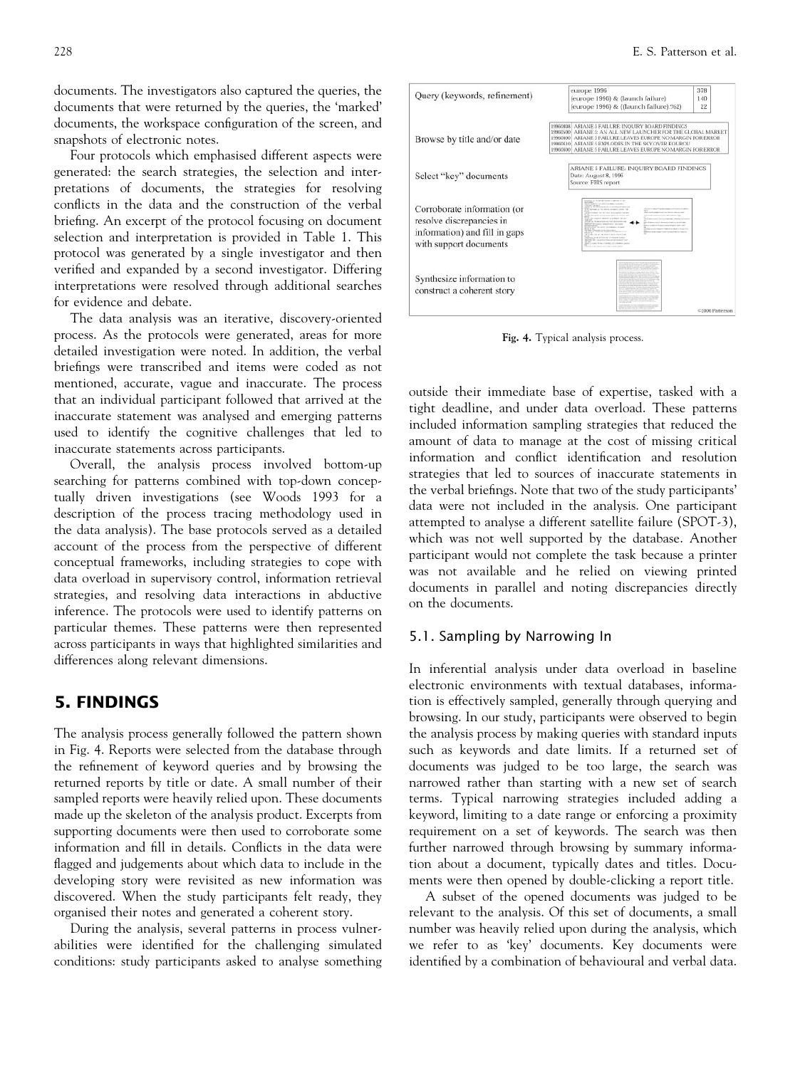documents. The investigators also captured the queries, the documents that were returned by the queries, the 'marked' documents, the workspace configuration of the screen, and snapshots of electronic notes.

Four protocols which emphasised different aspects were generated: the search strategies, the selection and interpretations of documents, the strategies for resolving conflicts in the data and the construction of the verbal briefing. An excerpt of the protocol focusing on document selection and interpretation is provided in Table 1. This protocol was generated by a single investigator and then verified and expanded by a second investigator. Differing interpretations were resolved through additional searches for evidence and debate.

The data analysis was an iterative, discovery-oriented process. As the protocols were generated, areas for more detailed investigation were noted. In addition, the verbal briefings were transcribed and items were coded as not mentioned, accurate, vague and inaccurate. The process that an individual participant followed that arrived at the inaccurate statement was analysed and emerging patterns used to identify the cognitive challenges that led to inaccurate statements across participants.

Overall, the analysis process involved bottom-up searching for patterns combined with top-down conceptually driven investigations (see Woods 1993 for a description of the process tracing methodology used in the data analysis). The base protocols served as a detailed account of the process from the perspective of different conceptual frameworks, including strategies to cope with data overload in supervisory control, information retrieval strategies, and resolving data interactions in abductive inference. The protocols were used to identify patterns on particular themes. These patterns were then represented across participants in ways that highlighted similarities and differences along relevant dimensions.

## 5. FINDINGS

The analysis process generally followed the pattern shown in Fig. 4. Reports were selected from the database through the refinement of keyword queries and by browsing the returned reports by title or date. A small number of their sampled reports were heavily relied upon. These documents made up the skeleton of the analysis product. Excerpts from supporting documents were then used to corroborate some information and fill in details. Conflicts in the data were flagged and judgements about which data to include in the developing story were revisited as new information was discovered. When the study participants felt ready, they organised their notes and generated a coherent story.

During the analysis, several patterns in process vulnerabilities were identified for the challenging simulated conditions: study participants asked to analyse something

Query (keywords, refinement)

europe 1996 — 378
(europe 1996) & (launch failure) — 140
(europe 1996) & ((launch failure):%2) — 22

Browse by title and/or date

19960808 ARIANE 5 FAILURE: INQUIRY BOARD FINDINGS
19960500 ARIANE 5: AN ALL NEW LAUNCHER FOR THE GLOBAL MARKET
19960600 ARIANE 5 FAILURE LEAVES EUROPE NO MARGIN FOR ERROR
19960610 ARIANE 5 EXPLODES IN THE SKY OVER KOUROU
19960600 ARIANE 5 FAILURE LEAVES EUROPE NO MARGIN FOR ERROR

Select "key" documents

ARIANE 5 FAILURE: INQUIRY BOARD FINDINGS
Date: August 8, 1996
Source: FBIS report

Corroborate information (or resolve discrepancies in information) and fill in gaps with support documents

Synthesize information to construct a coherent story

©2000 Patterson

**Fig. 4.** Typical analysis process.

outside their immediate base of expertise, tasked with a tight deadline, and under data overload. These patterns included information sampling strategies that reduced the amount of data to manage at the cost of missing critical information and conflict identification and resolution strategies that led to sources of inaccurate statements in the verbal briefings. Note that two of the study participants' data were not included in the analysis. One participant attempted to analyse a different satellite failure (SPOT-3), which was not well supported by the database. Another participant would not complete the task because a printer was not available and he relied on viewing printed documents in parallel and noting discrepancies directly on the documents.

### 5.1. Sampling by Narrowing In

In inferential analysis under data overload in baseline electronic environments with textual databases, information is effectively sampled, generally through querying and browsing. In our study, participants were observed to begin the analysis process by making queries with standard inputs such as keywords and date limits. If a returned set of documents was judged to be too large, the search was narrowed rather than starting with a new set of search terms. Typical narrowing strategies included adding a keyword, limiting to a date range or enforcing a proximity requirement on a set of keywords. The search was then further narrowed through browsing by summary information about a document, typically dates and titles. Documents were then opened by double-clicking a report title.

A subset of the opened documents was judged to be relevant to the analysis. Of this set of documents, a small number was heavily relied upon during the analysis, which we refer to as 'key' documents. Key documents were identified by a combination of behavioural and verbal data.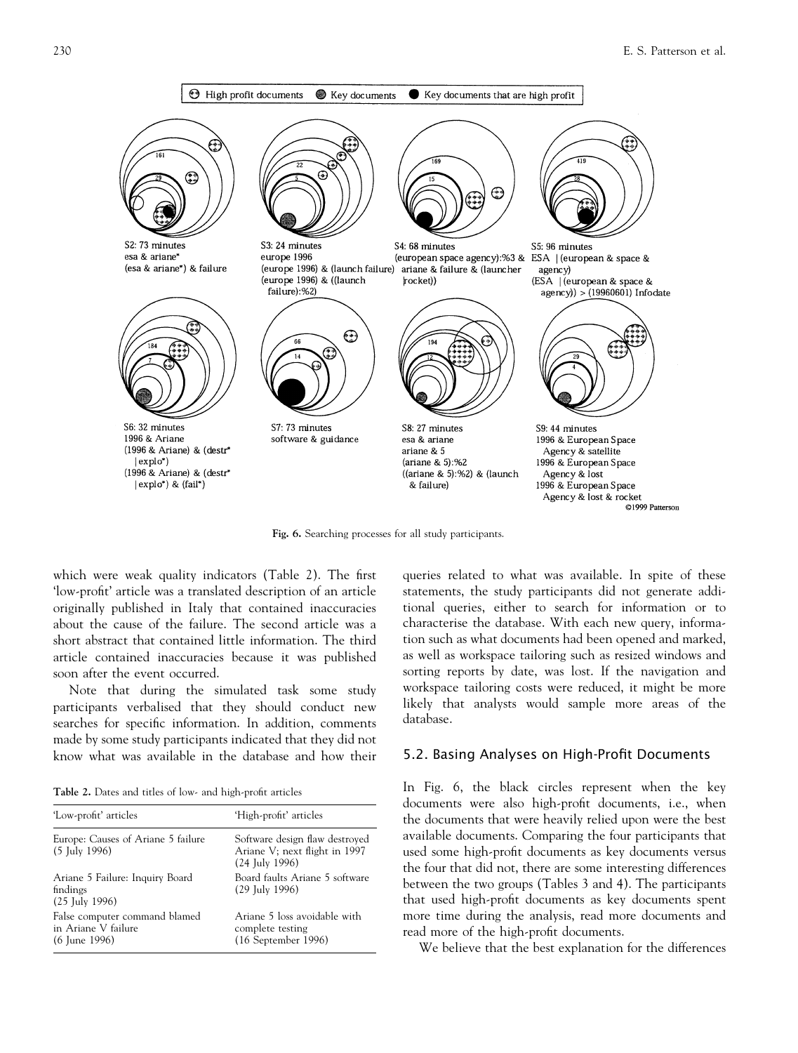Fig. 6. Searching processes for all study participants.

which were weak quality indicators (Table 2). The first 'low-profit' article was a translated description of an article originally published in Italy that contained inaccuracies about the cause of the failure. The second article was a short abstract that contained little information. The third article contained inaccuracies because it was published soon after the event occurred.

Note that during the simulated task some study participants verbalised that they should conduct new searches for specific information. In addition, comments made by some study participants indicated that they did not know what was available in the database and how their queries related to what was available. In spite of these statements, the study participants did not generate additional queries, either to search for information or to characterise the database. With each new query, information such as what documents had been opened and marked, as well as workspace tailoring such as resized windows and sorting reports by date, was lost. If the navigation and workspace tailoring costs were reduced, it might be more likely that analysts would sample more areas of the database.

**Table 2.** Dates and titles of low- and high-profit articles

| 'Low-profit' articles | 'High-profit' articles |
|---|---|
| Europe: Causes of Ariane 5 failure (5 July 1996) | Software design flaw destroyed Ariane V; next flight in 1997 (24 July 1996) |
| Ariane 5 Failure: Inquiry Board findings (25 July 1996) | Board faults Ariane 5 software (29 July 1996) |
| False computer command blamed in Ariane V failure (6 June 1996) | Ariane 5 loss avoidable with complete testing (16 September 1996) |

## 5.2. Basing Analyses on High-Profit Documents

In Fig. 6, the black circles represent when the key documents were also high-profit documents, i.e., when the documents that were heavily relied upon were the best available documents. Comparing the four participants that used some high-profit documents as key documents versus the four that did not, there are some interesting differences between the two groups (Tables 3 and 4). The participants that used high-profit documents as key documents spent more time during the analysis, read more documents and read more of the high-profit documents.

We believe that the best explanation for the differences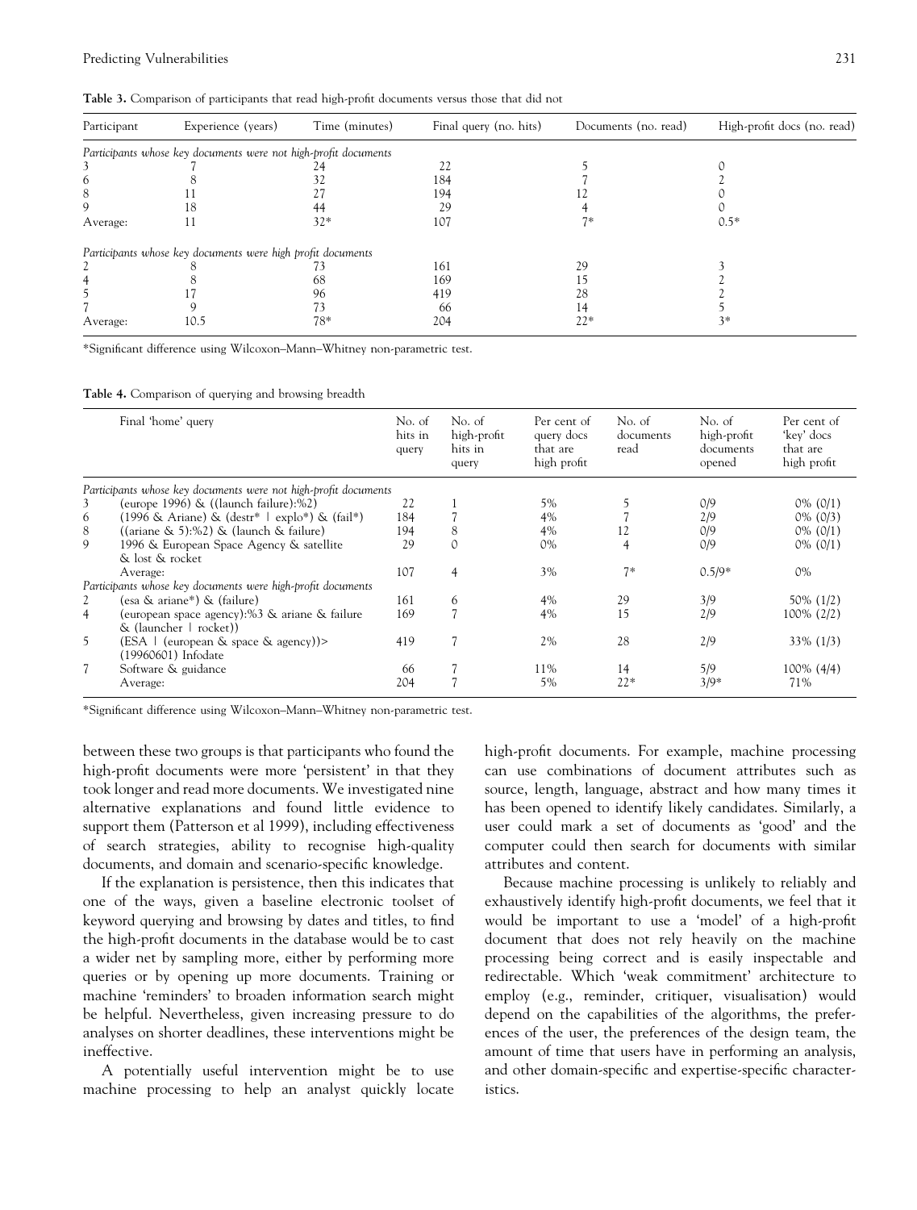**Table 3.** Comparison of participants that read high-profit documents versus those that did not

| Participant | Experience (years) | Time (minutes) | Final query (no. hits) | Documents (no. read) | High-profit docs (no. read) |
|---|---|---|---|---|---|
| *Participants whose key documents were not high-profit documents* | | | | | |
| 3 | 7 | 24 | 22 | 5 | 0 |
| 6 | 8 | 32 | 184 | 7 | 2 |
| 8 | 11 | 27 | 194 | 12 | 0 |
| 9 | 18 | 44 | 29 | 4 | 0 |
| Average: | 11 | 32* | 107 | 7* | 0.5* |
| *Participants whose key documents were high profit documents* | | | | | |
| 2 | 8 | 73 | 161 | 29 | 3 |
| 4 | 8 | 68 | 169 | 15 | 2 |
| 5 | 17 | 96 | 419 | 28 | 2 |
| 7 | 9 | 73 | 66 | 14 | 5 |
| Average: | 10.5 | 78* | 204 | 22* | 3* |

*Significant difference using Wilcoxon–Mann–Whitney non-parametric test.

**Table 4.** Comparison of querying and browsing breadth

| | Final 'home' query | No. of hits in query | No. of high-profit hits in query | Per cent of query docs that are high profit | No. of documents read | No. of high-profit documents opened | Per cent of 'key' docs that are high profit |
|---|---|---|---|---|---|---|---|
| *Participants whose key documents were not high-profit documents* | | | | | | | |
| 3 | (europe 1996) & ((launch failure):%2) | 22 | 1 | 5% | 5 | 0/9 | 0% (0/1) |
| 6 | (1996 & Ariane) & (destr* \| explo*) & (fail*) | 184 | 7 | 4% | 7 | 2/9 | 0% (0/3) |
| 8 | ((ariane & 5):%2) & (launch & failure) | 194 | 8 | 4% | 12 | 0/9 | 0% (0/1) |
| 9 | 1996 & European Space Agency & satellite & lost & rocket | 29 | 0 | 0% | 4 | 0/9 | 0% (0/1) |
| | Average: | 107 | 4 | 3% | 7* | 0.5/9* | 0% |
| *Participants whose key documents were high-profit documents* | | | | | | | |
| 2 | (esa & ariane*) & (failure) | 161 | 6 | 4% | 29 | 3/9 | 50% (1/2) |
| 4 | (european space agency):%3 & ariane & failure & (launcher \| rocket)) | 169 | 7 | 4% | 15 | 2/9 | 100% (2/2) |
| 5 | (ESA \| (european & space & agency))> (19960601) Infodate | 419 | 7 | 2% | 28 | 2/9 | 33% (1/3) |
| 7 | Software & guidance | 66 | 7 | 11% | 14 | 5/9 | 100% (4/4) |
| | Average: | 204 | 7 | 5% | 22* | 3/9* | 71% |

*Significant difference using Wilcoxon–Mann–Whitney non-parametric test.

between these two groups is that participants who found the high-profit documents were more 'persistent' in that they took longer and read more documents. We investigated nine alternative explanations and found little evidence to support them (Patterson et al 1999), including effectiveness of search strategies, ability to recognise high-quality documents, and domain and scenario-specific knowledge.

If the explanation is persistence, then this indicates that one of the ways, given a baseline electronic toolset of keyword querying and browsing by dates and titles, to find the high-profit documents in the database would be to cast a wider net by sampling more, either by performing more queries or by opening up more documents. Training or machine 'reminders' to broaden information search might be helpful. Nevertheless, given increasing pressure to do analyses on shorter deadlines, these interventions might be ineffective.

A potentially useful intervention might be to use machine processing to help an analyst quickly locate high-profit documents. For example, machine processing can use combinations of document attributes such as source, length, language, abstract and how many times it has been opened to identify likely candidates. Similarly, a user could mark a set of documents as 'good' and the computer could then search for documents with similar attributes and content.

Because machine processing is unlikely to reliably and exhaustively identify high-profit documents, we feel that it would be important to use a 'model' of a high-profit document that does not rely heavily on the machine processing being correct and is easily inspectable and redirectable. Which 'weak commitment' architecture to employ (e.g., reminder, critiquer, visualisation) would depend on the capabilities of the algorithms, the preferences of the user, the preferences of the design team, the amount of time that users have in performing an analysis, and other domain-specific and expertise-specific characteristics.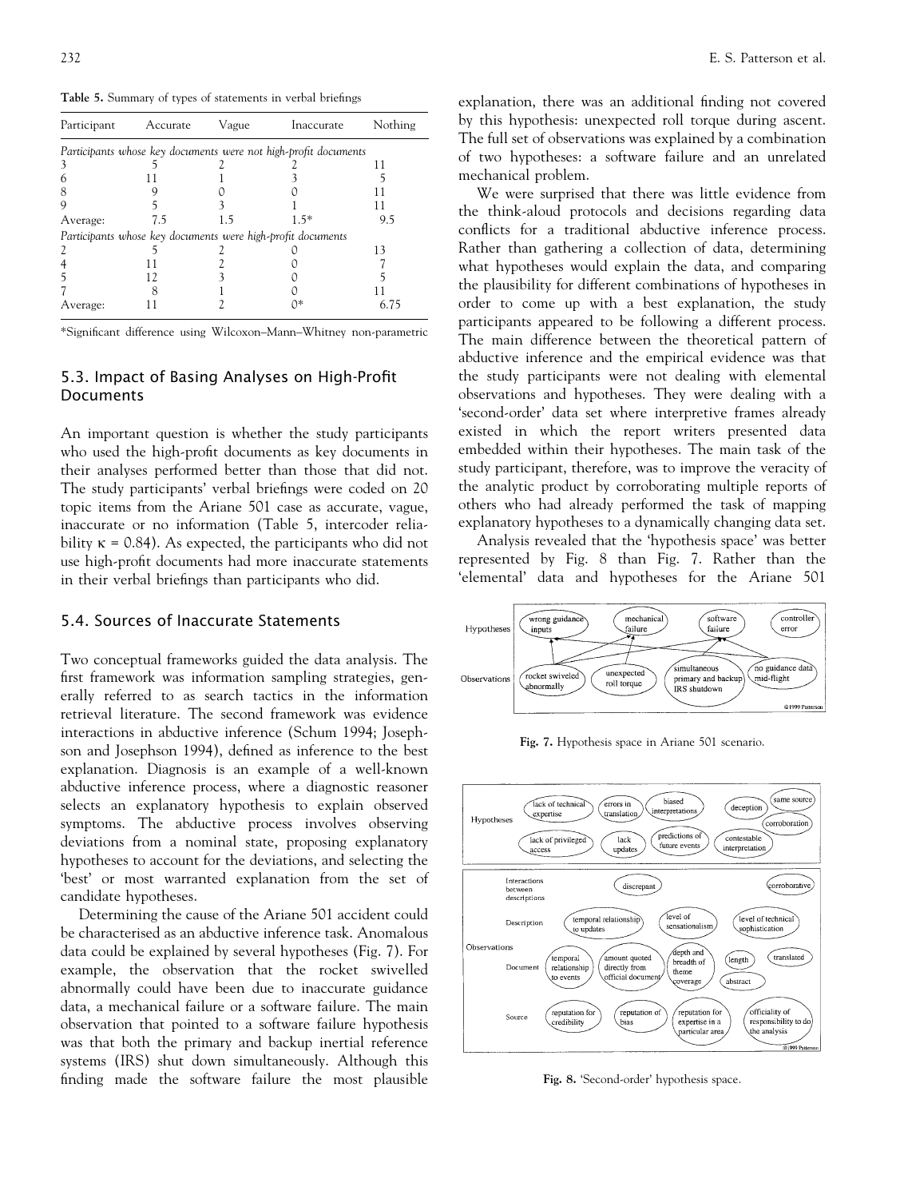**Table 5.** Summary of types of statements in verbal briefings

| Participant | Accurate | Vague | Inaccurate | Nothing |
|---|---|---|---|---|
| *Participants whose key documents were not high-profit documents* | | | | |
| 3 | 5 | 2 | 2 | 11 |
| 6 | 11 | 1 | 3 | 5 |
| 8 | 9 | 0 | 0 | 11 |
| 9 | 5 | 3 | 1 | 11 |
| Average: | 7.5 | 1.5 | 1.5* | 9.5 |
| *Participants whose key documents were high-profit documents* | | | | |
| 2 | 5 | 2 | 0 | 13 |
| 4 | 11 | 2 | 0 | 7 |
| 5 | 12 | 3 | 0 | 5 |
| 7 | 8 | 1 | 0 | 11 |
| Average: | 11 | 2 | 0* | 6.75 |

*Significant difference using Wilcoxon–Mann–Whitney non-parametric

## 5.3. Impact of Basing Analyses on High-Profit Documents

An important question is whether the study participants who used the high-profit documents as key documents in their analyses performed better than those that did not. The study participants' verbal briefings were coded on 20 topic items from the Ariane 501 case as accurate, vague, inaccurate or no information (Table 5, intercoder reliability $\kappa = 0.84$). As expected, the participants who did not use high-profit documents had more inaccurate statements in their verbal briefings than participants who did.

## 5.4. Sources of Inaccurate Statements

Two conceptual frameworks guided the data analysis. The first framework was information sampling strategies, generally referred to as search tactics in the information retrieval literature. The second framework was evidence interactions in abductive inference (Schum 1994; Josephson and Josephson 1994), defined as inference to the best explanation. Diagnosis is an example of a well-known abductive inference process, where a diagnostic reasoner selects an explanatory hypothesis to explain observed symptoms. The abductive process involves observing deviations from a nominal state, proposing explanatory hypotheses to account for the deviations, and selecting the 'best' or most warranted explanation from the set of candidate hypotheses.

Determining the cause of the Ariane 501 accident could be characterised as an abductive inference task. Anomalous data could be explained by several hypotheses (Fig. 7). For example, the observation that the rocket swivelled abnormally could have been due to inaccurate guidance data, a mechanical failure or a software failure. The main observation that pointed to a software failure hypothesis was that both the primary and backup inertial reference systems (IRS) shut down simultaneously. Although this finding made the software failure the most plausible explanation, there was an additional finding not covered by this hypothesis: unexpected roll torque during ascent. The full set of observations was explained by a combination of two hypotheses: a software failure and an unrelated mechanical problem.

We were surprised that there was little evidence from the think-aloud protocols and decisions regarding data conflicts for a traditional abductive inference process. Rather than gathering a collection of data, determining what hypotheses would explain the data, and comparing the plausibility for different combinations of hypotheses in order to come up with a best explanation, the study participants appeared to be following a different process. The main difference between the theoretical pattern of abductive inference and the empirical evidence was that the study participants were not dealing with elemental observations and hypotheses. They were dealing with a 'second-order' data set where interpretive frames already existed in which the report writers presented data embedded within their hypotheses. The main task of the study participant, therefore, was to improve the veracity of the analytic product by corroborating multiple reports of others who had already performed the task of mapping explanatory hypotheses to a dynamically changing data set.

Analysis revealed that the 'hypothesis space' was better represented by Fig. 8 than Fig. 7. Rather than the 'elemental' data and hypotheses for the Ariane 501

Hypotheses: wrong guidance inputs; mechanical failure; software failure; controller error
Observations: rocket swiveled abnormally; unexpected roll torque; simultaneous primary and backup IRS shutdown; no guidance data mid-flight
©1999 Patterson

**Fig. 7.** Hypothesis space in Ariane 501 scenario.

Hypotheses: lack of technical expertise; errors in translation; biased interpretations; deception; same source; corroboration; lack of privileged access; lack updates; predictions of future events; contestable interpretation
Observations
Interactions between descriptions: discrepant; corroborative
Description: temporal relationship to updates; level of sensationalism; level of technical sophistication
Document: temporal relationship to events; amount quoted directly from official document; depth and breadth of theme coverage; length; translated; abstract
Source: reputation for credibility; reputation of bias; reputation for expertise in a particular area; officiality of responsibility to do the analysis
©1999 Patterson

**Fig. 8.** 'Second-order' hypothesis space.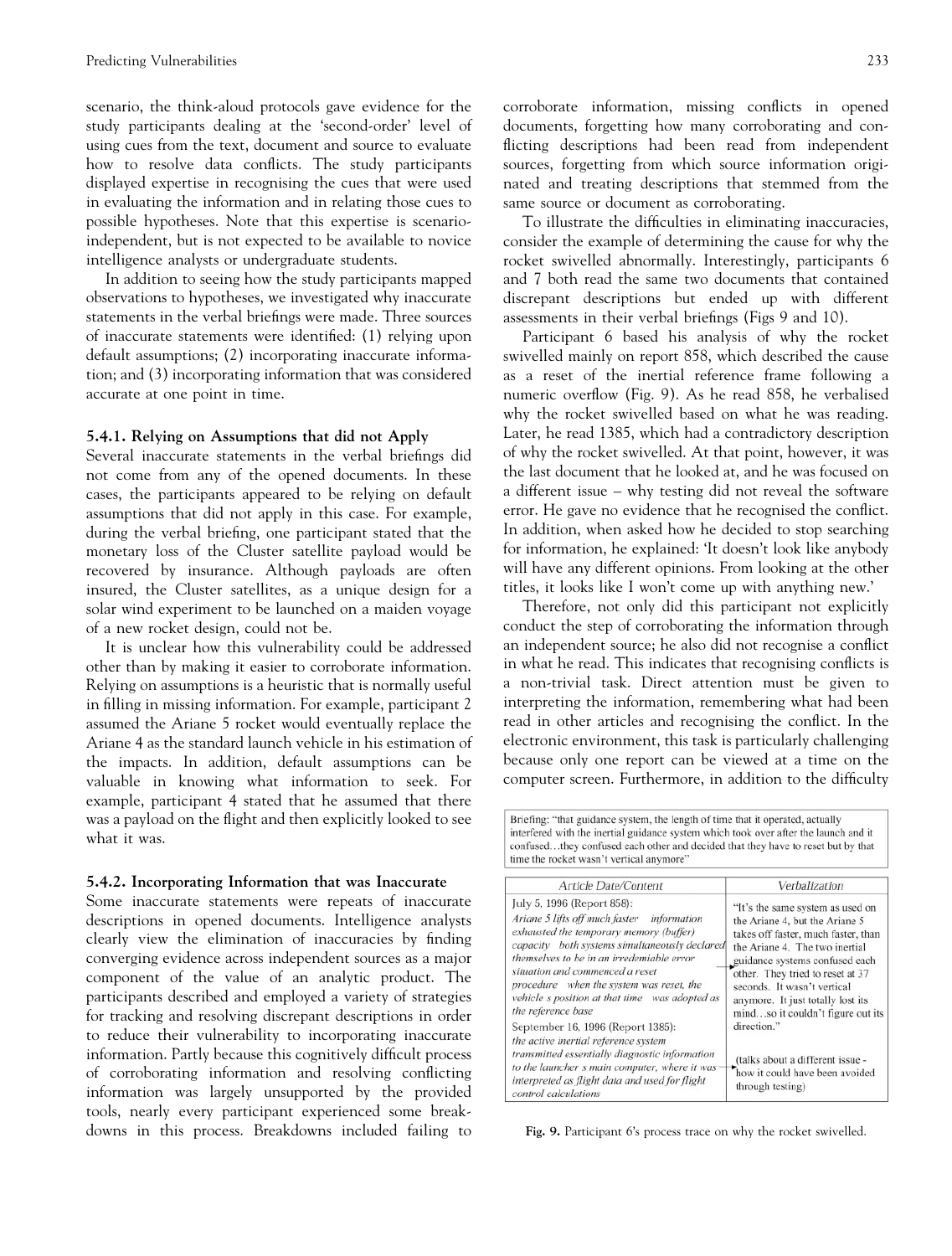scenario, the think-aloud protocols gave evidence for the study participants dealing at the 'second-order' level of using cues from the text, document and source to evaluate how to resolve data conflicts. The study participants displayed expertise in recognising the cues that were used in evaluating the information and in relating those cues to possible hypotheses. Note that this expertise is scenario-independent, but is not expected to be available to novice intelligence analysts or undergraduate students.

In addition to seeing how the study participants mapped observations to hypotheses, we investigated why inaccurate statements in the verbal briefings were made. Three sources of inaccurate statements were identified: (1) relying upon default assumptions; (2) incorporating inaccurate information; and (3) incorporating information that was considered accurate at one point in time.

### 5.4.1. Relying on Assumptions that did not Apply

Several inaccurate statements in the verbal briefings did not come from any of the opened documents. In these cases, the participants appeared to be relying on default assumptions that did not apply in this case. For example, during the verbal briefing, one participant stated that the monetary loss of the Cluster satellite payload would be recovered by insurance. Although payloads are often insured, the Cluster satellites, as a unique design for a solar wind experiment to be launched on a maiden voyage of a new rocket design, could not be.

It is unclear how this vulnerability could be addressed other than by making it easier to corroborate information. Relying on assumptions is a heuristic that is normally useful in filling in missing information. For example, participant 2 assumed the Ariane 5 rocket would eventually replace the Ariane 4 as the standard launch vehicle in his estimation of the impacts. In addition, default assumptions can be valuable in knowing what information to seek. For example, participant 4 stated that he assumed that there was a payload on the flight and then explicitly looked to see what it was.

### 5.4.2. Incorporating Information that was Inaccurate

Some inaccurate statements were repeats of inaccurate descriptions in opened documents. Intelligence analysts clearly view the elimination of inaccuracies by finding converging evidence across independent sources as a major component of the value of an analytic product. The participants described and employed a variety of strategies for tracking and resolving discrepant descriptions in order to reduce their vulnerability to incorporating inaccurate information. Partly because this cognitively difficult process of corroborating information and resolving conflicting information was largely unsupported by the provided tools, nearly every participant experienced some breakdowns in this process. Breakdowns included failing to corroborate information, missing conflicts in opened documents, forgetting how many corroborating and conflicting descriptions had been read from independent sources, forgetting from which source information originated and treating descriptions that stemmed from the same source or document as corroborating.

To illustrate the difficulties in eliminating inaccuracies, consider the example of determining the cause for why the rocket swivelled abnormally. Interestingly, participants 6 and 7 both read the same two documents that contained discrepant descriptions but ended up with different assessments in their verbal briefings (Figs 9 and 10).

Participant 6 based his analysis of why the rocket swivelled mainly on report 858, which described the cause as a reset of the inertial reference frame following a numeric overflow (Fig. 9). As he read 858, he verbalised why the rocket swivelled based on what he was reading. Later, he read 1385, which had a contradictory description of why the rocket swivelled. At that point, however, it was the last document that he looked at, and he was focused on a different issue – why testing did not reveal the software error. He gave no evidence that he recognised the conflict. In addition, when asked how he decided to stop searching for information, he explained: 'It doesn't look like anybody will have any different opinions. From looking at the other titles, it looks like I won't come up with anything new.'

Therefore, not only did this participant not explicitly conduct the step of corroborating the information through an independent source; he also did not recognise a conflict in what he read. This indicates that recognising conflicts is a non-trivial task. Direct attention must be given to interpreting the information, remembering what had been read in other articles and recognising the conflict. In the electronic environment, this task is particularly challenging because only one report can be viewed at a time on the computer screen. Furthermore, in addition to the difficulty

Briefing: "that guidance system, the length of time that it operated, actually interfered with the inertial guidance system which took over after the launch and it confused…they confused each other and decided that they have to reset but by that time the rocket wasn't vertical anymore"

| Article Date/Content | Verbalization |
|---|---|
| July 5, 1996 (Report 858): *Ariane 5 lifts off much faster information exhausted the temporary memory (buffer) capacity both systems simultaneously declared themselves to be in an irredeemable error situation and commenced a reset procedure when the system was reset, the vehicle s position at that time was adopted as the reference base* | "It's the same system as used on the Ariane 4, but the Ariane 5 takes off faster, much faster, than the Ariane 4. The two inertial guidance systems confused each other. They tried to reset at 37 seconds. It wasn't vertical anymore. It just totally lost its mind…so it couldn't figure out its direction." |
| September 16, 1996 (Report 1385): *the active inertial reference system transmitted essentially diagnostic information to the launcher s main computer, where it was interpreted as flight data and used for flight control calculations* | (talks about a different issue - how it could have been avoided through testing) |

Fig. 9. Participant 6's process trace on why the rocket swivelled.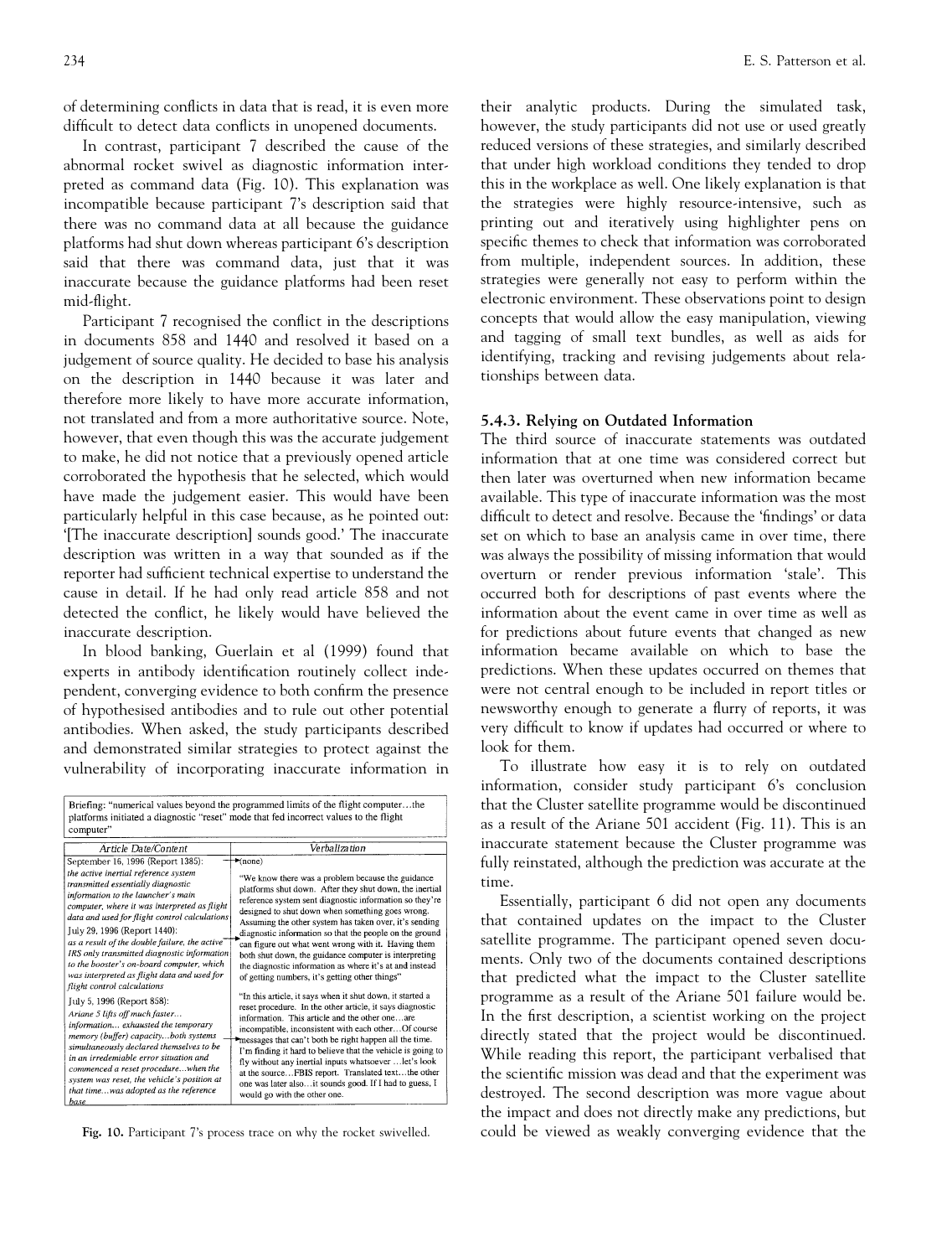of determining conflicts in data that is read, it is even more difficult to detect data conflicts in unopened documents.

In contrast, participant 7 described the cause of the abnormal rocket swivel as diagnostic information interpreted as command data (Fig. 10). This explanation was incompatible because participant 7's description said that there was no command data at all because the guidance platforms had shut down whereas participant 6's description said that there was command data, just that it was inaccurate because the guidance platforms had been reset mid-flight.

Participant 7 recognised the conflict in the descriptions in documents 858 and 1440 and resolved it based on a judgement of source quality. He decided to base his analysis on the description in 1440 because it was later and therefore more likely to have more accurate information, not translated and from a more authoritative source. Note, however, that even though this was the accurate judgement to make, he did not notice that a previously opened article corroborated the hypothesis that he selected, which would have made the judgement easier. This would have been particularly helpful in this case because, as he pointed out: '[The inaccurate description] sounds good.' The inaccurate description was written in a way that sounded as if the reporter had sufficient technical expertise to understand the cause in detail. If he had only read article 858 and not detected the conflict, he likely would have believed the inaccurate description.

In blood banking, Guerlain et al (1999) found that experts in antibody identification routinely collect independent, converging evidence to both confirm the presence of hypothesised antibodies and to rule out other potential antibodies. When asked, the study participants described and demonstrated similar strategies to protect against the vulnerability of incorporating inaccurate information in their analytic products. During the simulated task, however, the study participants did not use or used greatly reduced versions of these strategies, and similarly described that under high workload conditions they tended to drop this in the workplace as well. One likely explanation is that the strategies were highly resource-intensive, such as printing out and iteratively using highlighter pens on specific themes to check that information was corroborated from multiple, independent sources. In addition, these strategies were generally not easy to perform within the electronic environment. These observations point to design concepts that would allow the easy manipulation, viewing and tagging of small text bundles, as well as aids for identifying, tracking and revising judgements about relationships between data.

Briefing: "numerical values beyond the programmed limits of the flight computer…the platforms initiated a diagnostic "reset" mode that fed incorrect values to the flight computer"

| *Article Date/Content* | *Verbalization* |
|---|---|
| September 16, 1996 (Report 1385): *the active inertial reference system transmitted essentially diagnostic information to the launcher's main computer, where it was interpreted as flight data and used for flight control calculations* | (none) |
| July 29, 1996 (Report 1440): *as a result of the double failure, the active IRS only transmitted diagnostic information to the booster's on-board computer, which was interpreted as flight data and used for flight control calculations* | "We know there was a problem because the guidance platforms shut down. After they shut down, the inertial reference system sent diagnostic information so they're designed to shut down when something goes wrong. Assuming the other system has taken over, it's sending diagnostic information so that the people on the ground can figure out what went wrong with it. Having them both shut down, the guidance computer is interpreting the diagnostic information as where it's at and instead of getting numbers, it's getting other things" |
| July 5, 1996 (Report 858): *Ariane 5 lifts off much faster… information… exhausted the temporary memory (buffer) capacity…both systems simultaneously declared themselves to be in an irredeemable error situation and commenced a reset procedure…when the system was reset, the vehicle's position at that time…was adopted as the reference base* | "In this article, it says when it shut down, it started a reset procedure. In the other article, it says diagnostic information. This article and the other one…are incompatible, inconsistent with each other…Of course messages that can't both be right happen all the time. I'm finding it hard to believe that the vehicle is going to fly without any inertial inputs whatsoever …let's look at the source…FBIS report. Translated text…the other one was later also…it sounds good. If I had to guess, I would go with the other one." |

**Fig. 10.** Participant 7's process trace on why the rocket swivelled.

### 5.4.3. Relying on Outdated Information

The third source of inaccurate statements was outdated information that at one time was considered correct but then later was overturned when new information became available. This type of inaccurate information was the most difficult to detect and resolve. Because the 'findings' or data set on which to base an analysis came in over time, there was always the possibility of missing information that would overturn or render previous information 'stale'. This occurred both for descriptions of past events where the information about the event came in over time as well as for predictions about future events that changed as new information became available on which to base the predictions. When these updates occurred on themes that were not central enough to be included in report titles or newsworthy enough to generate a flurry of reports, it was very difficult to know if updates had occurred or where to look for them.

To illustrate how easy it is to rely on outdated information, consider study participant 6's conclusion that the Cluster satellite programme would be discontinued as a result of the Ariane 501 accident (Fig. 11). This is an inaccurate statement because the Cluster programme was fully reinstated, although the prediction was accurate at the time.

Essentially, participant 6 did not open any documents that contained updates on the impact to the Cluster satellite programme. The participant opened seven documents. Only two of the documents contained descriptions that predicted what the impact to the Cluster satellite programme as a result of the Ariane 501 failure would be. In the first description, a scientist working on the project directly stated that the project would be discontinued. While reading this report, the participant verbalised that the scientific mission was dead and that the experiment was destroyed. The second description was more vague about the impact and does not directly make any predictions, but could be viewed as weakly converging evidence that the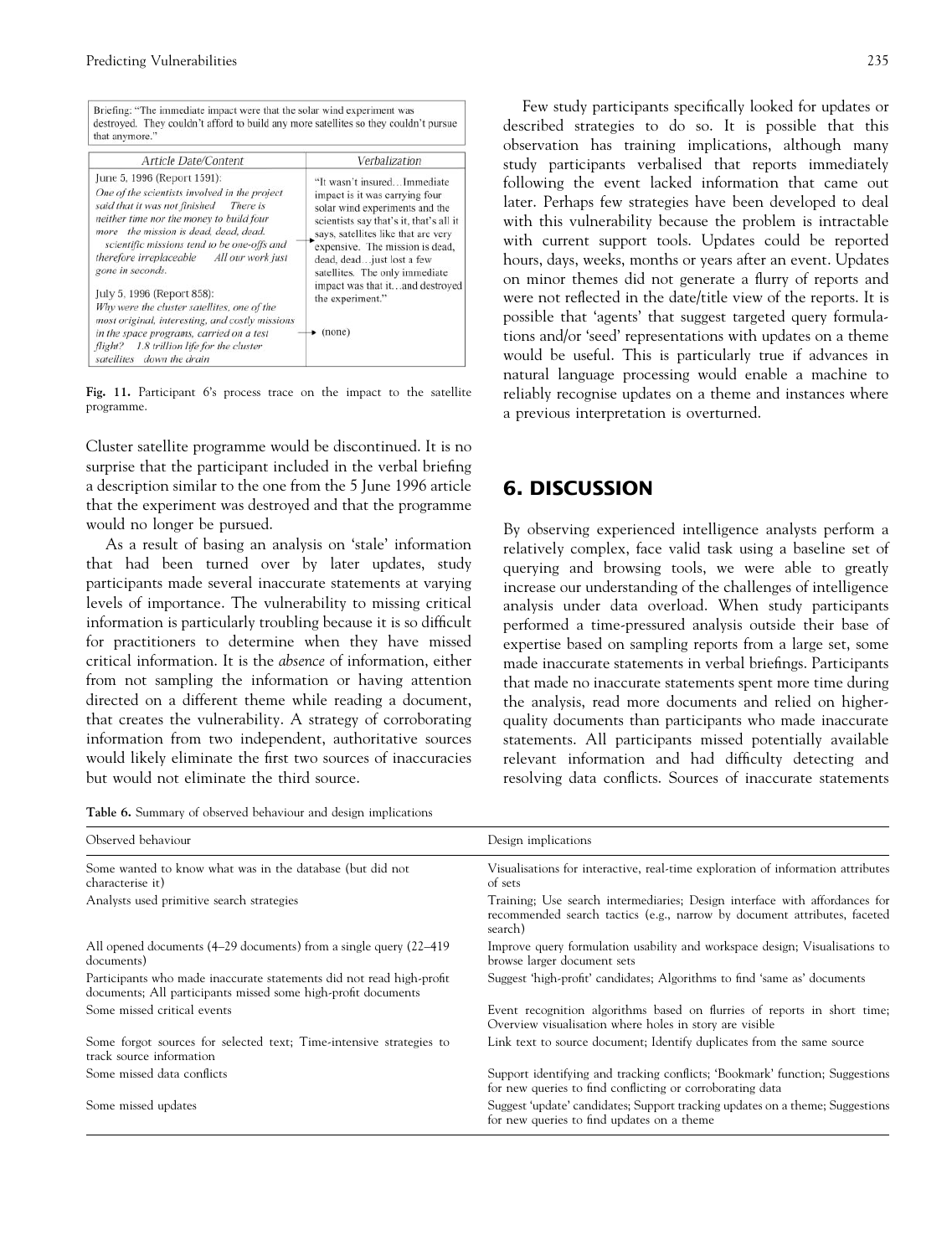Briefing: "The immediate impact were that the solar wind experiment was destroyed. They couldn't afford to build any more satellites so they couldn't pursue that anymore."

| Article Date/Content | Verbalization |
|---|---|
| June 5, 1996 (Report 1591): *One of the scientists involved in the project said that it was not finished There is neither time nor the money to build four more the mission is dead, dead, dead. scientific missions tend to be one-offs and therefore irreplaceable All our work just gone in seconds.* | "It wasn't insured…Immediate impact is it was carrying four solar wind experiments and the scientists say that's it, that's all it says, satellites like that are very expensive. The mission is dead, dead, dead…just lost a few satellites. The only immediate impact was that it…and destroyed the experiment." |
| July 5, 1996 (Report 858): *Why were the cluster satellites, one of the most original, interesting, and costly missions in the space programs, carried on a test flight? 1.8 trillion life for the cluster satellites down the drain* | (none) |

**Fig. 11.** Participant 6's process trace on the impact to the satellite programme.

Cluster satellite programme would be discontinued. It is no surprise that the participant included in the verbal briefing a description similar to the one from the 5 June 1996 article that the experiment was destroyed and that the programme would no longer be pursued.

As a result of basing an analysis on 'stale' information that had been turned over by later updates, study participants made several inaccurate statements at varying levels of importance. The vulnerability to missing critical information is particularly troubling because it is so difficult for practitioners to determine when they have missed critical information. It is the *absence* of information, either from not sampling the information or having attention directed on a different theme while reading a document, that creates the vulnerability. A strategy of corroborating information from two independent, authoritative sources would likely eliminate the first two sources of inaccuracies but would not eliminate the third source.

Few study participants specifically looked for updates or described strategies to do so. It is possible that this observation has training implications, although many study participants verbalised that reports immediately following the event lacked information that came out later. Perhaps few strategies have been developed to deal with this vulnerability because the problem is intractable with current support tools. Updates could be reported hours, days, weeks, months or years after an event. Updates on minor themes did not generate a flurry of reports and were not reflected in the date/title view of the reports. It is possible that 'agents' that suggest targeted query formulations and/or 'seed' representations with updates on a theme would be useful. This is particularly true if advances in natural language processing would enable a machine to reliably recognise updates on a theme and instances where a previous interpretation is overturned.

## 6. DISCUSSION

By observing experienced intelligence analysts perform a relatively complex, face valid task using a baseline set of querying and browsing tools, we were able to greatly increase our understanding of the challenges of intelligence analysis under data overload. When study participants performed a time-pressured analysis outside their base of expertise based on sampling reports from a large set, some made inaccurate statements in verbal briefings. Participants that made no inaccurate statements spent more time during the analysis, read more documents and relied on higher-quality documents than participants who made inaccurate statements. All participants missed potentially available relevant information and had difficulty detecting and resolving data conflicts. Sources of inaccurate statements

**Table 6.** Summary of observed behaviour and design implications

| Observed behaviour | Design implications |
|---|---|
| Some wanted to know what was in the database (but did not characterise it) | Visualisations for interactive, real-time exploration of information attributes of sets |
| Analysts used primitive search strategies | Training; Use search intermediaries; Design interface with affordances for recommended search tactics (e.g., narrow by document attributes, faceted search) |
| All opened documents (4–29 documents) from a single query (22–419 documents) | Improve query formulation usability and workspace design; Visualisations to browse larger document sets |
| Participants who made inaccurate statements did not read high-profit documents; All participants missed some high-profit documents | Suggest 'high-profit' candidates; Algorithms to find 'same as' documents |
| Some missed critical events | Event recognition algorithms based on flurries of reports in short time; Overview visualisation where holes in story are visible |
| Some forgot sources for selected text; Time-intensive strategies to track source information | Link text to source document; Identify duplicates from the same source |
| Some missed data conflicts | Support identifying and tracking conflicts; 'Bookmark' function; Suggestions for new queries to find conflicting or corroborating data |
| Some missed updates | Suggest 'update' candidates; Support tracking updates on a theme; Suggestions for new queries to find updates on a theme |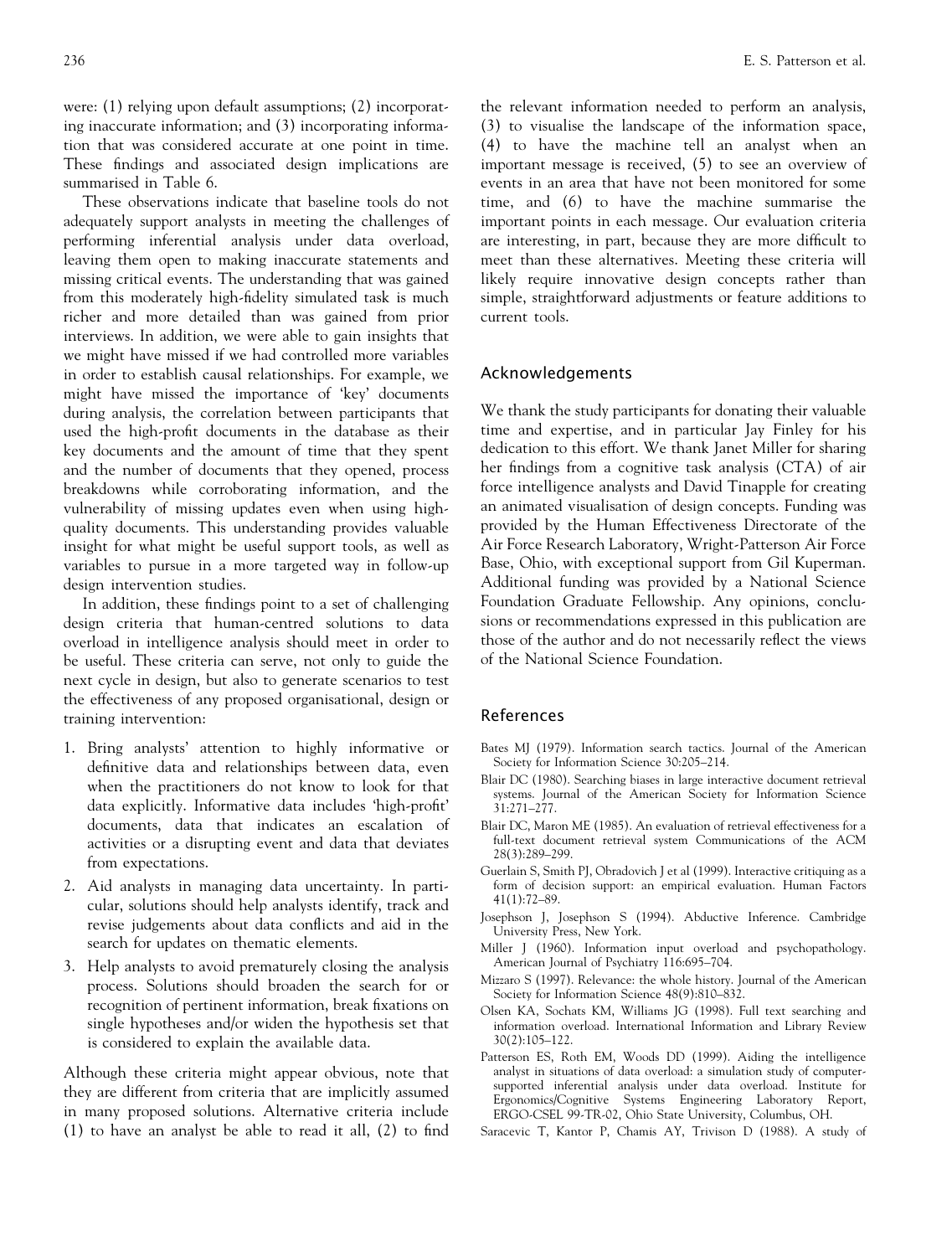were: (1) relying upon default assumptions; (2) incorporating inaccurate information; and (3) incorporating information that was considered accurate at one point in time. These findings and associated design implications are summarised in Table 6.

These observations indicate that baseline tools do not adequately support analysts in meeting the challenges of performing inferential analysis under data overload, leaving them open to making inaccurate statements and missing critical events. The understanding that was gained from this moderately high-fidelity simulated task is much richer and more detailed than was gained from prior interviews. In addition, we were able to gain insights that we might have missed if we had controlled more variables in order to establish causal relationships. For example, we might have missed the importance of 'key' documents during analysis, the correlation between participants that used the high-profit documents in the database as their key documents and the amount of time that they spent and the number of documents that they opened, process breakdowns while corroborating information, and the vulnerability of missing updates even when using high-quality documents. This understanding provides valuable insight for what might be useful support tools, as well as variables to pursue in a more targeted way in follow-up design intervention studies.

In addition, these findings point to a set of challenging design criteria that human-centred solutions to data overload in intelligence analysis should meet in order to be useful. These criteria can serve, not only to guide the next cycle in design, but also to generate scenarios to test the effectiveness of any proposed organisational, design or training intervention:

1. Bring analysts' attention to highly informative or definitive data and relationships between data, even when the practitioners do not know to look for that data explicitly. Informative data includes 'high-profit' documents, data that indicates an escalation of activities or a disrupting event and data that deviates from expectations.
2. Aid analysts in managing data uncertainty. In particular, solutions should help analysts identify, track and revise judgements about data conflicts and aid in the search for updates on thematic elements.
3. Help analysts to avoid prematurely closing the analysis process. Solutions should broaden the search for or recognition of pertinent information, break fixations on single hypotheses and/or widen the hypothesis set that is considered to explain the available data.

Although these criteria might appear obvious, note that they are different from criteria that are implicitly assumed in many proposed solutions. Alternative criteria include (1) to have an analyst be able to read it all, (2) to find the relevant information needed to perform an analysis, (3) to visualise the landscape of the information space, (4) to have the machine tell an analyst when an important message is received, (5) to see an overview of events in an area that have not been monitored for some time, and (6) to have the machine summarise the important points in each message. Our evaluation criteria are interesting, in part, because they are more difficult to meet than these alternatives. Meeting these criteria will likely require innovative design concepts rather than simple, straightforward adjustments or feature additions to current tools.

## Acknowledgements

We thank the study participants for donating their valuable time and expertise, and in particular Jay Finley for his dedication to this effort. We thank Janet Miller for sharing her findings from a cognitive task analysis (CTA) of air force intelligence analysts and David Tinapple for creating an animated visualisation of design concepts. Funding was provided by the Human Effectiveness Directorate of the Air Force Research Laboratory, Wright-Patterson Air Force Base, Ohio, with exceptional support from Gil Kuperman. Additional funding was provided by a National Science Foundation Graduate Fellowship. Any opinions, conclusions or recommendations expressed in this publication are those of the author and do not necessarily reflect the views of the National Science Foundation.

## References

Bates MJ (1979). Information search tactics. Journal of the American Society for Information Science 30:205–214.

Blair DC (1980). Searching biases in large interactive document retrieval systems. Journal of the American Society for Information Science 31:271–277.

Blair DC, Maron ME (1985). An evaluation of retrieval effectiveness for a full-text document retrieval system Communications of the ACM 28(3):289–299.

Guerlain S, Smith PJ, Obradovich J et al (1999). Interactive critiquing as a form of decision support: an empirical evaluation. Human Factors 41(1):72–89.

Josephson J, Josephson S (1994). Abductive Inference. Cambridge University Press, New York.

Miller J (1960). Information input overload and psychopathology. American Journal of Psychiatry 116:695–704.

Mizzaro S (1997). Relevance: the whole history. Journal of the American Society for Information Science 48(9):810–832.

Olsen KA, Sochats KM, Williams JG (1998). Full text searching and information overload. International Information and Library Review 30(2):105–122.

Patterson ES, Roth EM, Woods DD (1999). Aiding the intelligence analyst in situations of data overload: a simulation study of computer-supported inferential analysis under data overload. Institute for Ergonomics/Cognitive Systems Engineering Laboratory Report, ERGO-CSEL 99-TR-02, Ohio State University, Columbus, OH.

Saracevic T, Kantor P, Chamis AY, Trivison D (1988). A study of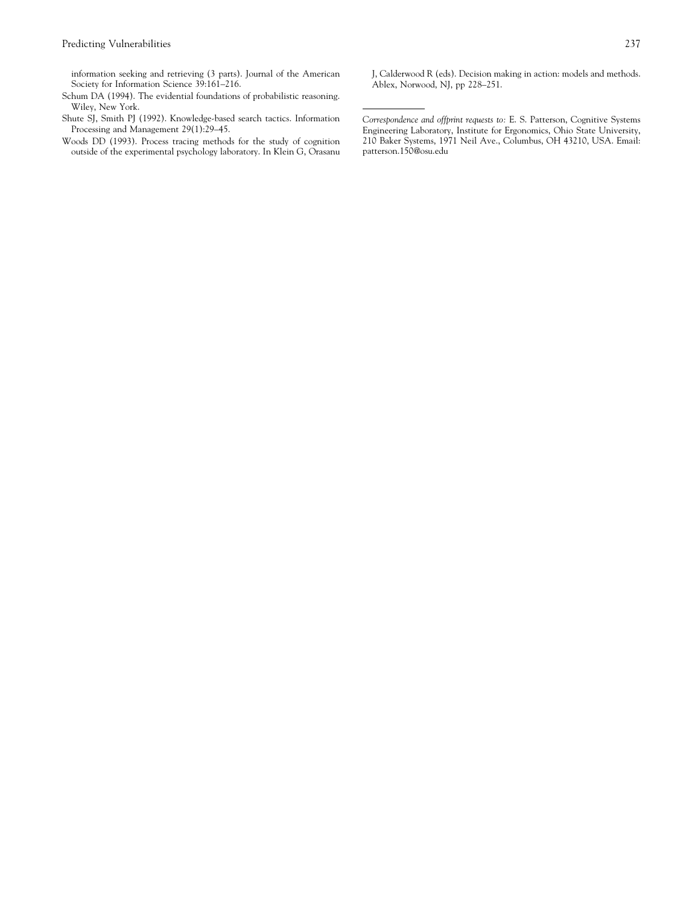information seeking and retrieving (3 parts). Journal of the American Society for Information Science 39:161–216.

Schum DA (1994). The evidential foundations of probabilistic reasoning. Wiley, New York.

Shute SJ, Smith PJ (1992). Knowledge-based search tactics. Information Processing and Management 29(1):29–45.

Woods DD (1993). Process tracing methods for the study of cognition outside of the experimental psychology laboratory. In Klein G, Orasanu J, Calderwood R (eds). Decision making in action: models and methods. Ablex, Norwood, NJ, pp 228–251.

---

*Correspondence and offprint requests to:* E. S. Patterson, Cognitive Systems Engineering Laboratory, Institute for Ergonomics, Ohio State University, 210 Baker Systems, 1971 Neil Ave., Columbus, OH 43210, USA. Email: patterson.150@osu.edu